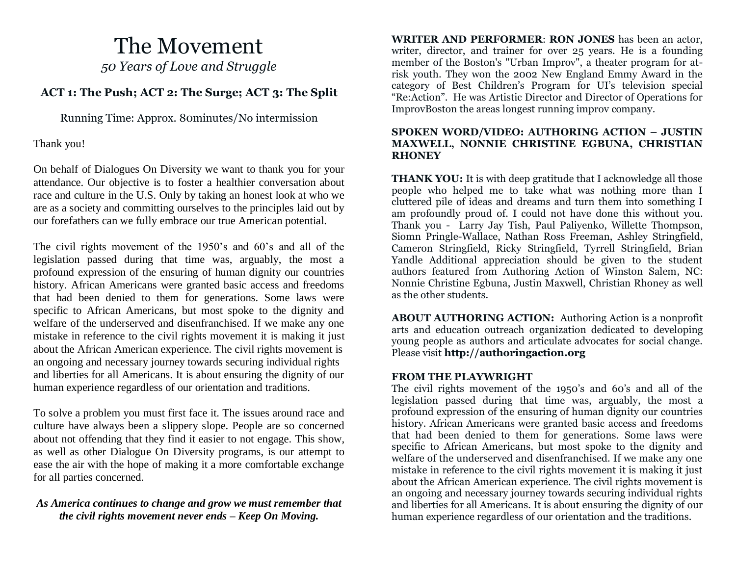# The Movement

*50 Years of Love and Struggle*

### ACT 1: The Push; ACT 2: The Surge; ACT 3: The Split

Running Time: Approx. 80minutes/No intermission

Thank you!

On behalf of Dialogues On Diversity we want to thank you for your attendance. Our objective is to foster a healthier conversation about race and culture in the U.S. Only by taking an honest look at who we are as a society and committing ourselves to the principles laid out by our forefathers can we fully embrace our true American potential.

The civil rights movement of the 1950's and 60's and all of the legislation passed during that time was, arguably, the most a profound expression of the ensuring of human dignity our countries history. African Americans were granted basic access and freedoms that had been denied to them for generations. Some laws were specific to African Americans, but most spoke to the dignity and welfare of the underserved and disenfranchised. If we make any one mistake in reference to the civil rights movement it is making it just about the African American experience. The civil rights movement is an ongoing and necessary journey towards securing individual rights and liberties for all Americans. It is about ensuring the dignity of our human experience regardless of our orientation and traditions.

To solve a problem you must first face it. The issues around race and culture have always been a slippery slope. People are so concerned about not offending that they find it easier to not engage. This show, as well as other Dialogue On Diversity programs, is our attempt to ease the air with the hope of making it a more comfortable exchange for all parties concerned.

***As America continues to change and grow we must remember that the civil rights movement never ends – Keep On Moving.***

**WRITER AND PERFORMER**: **RON JONES** has been an actor, writer, director, and trainer for over 25 years. He is a founding member of the Boston's "Urban Improv", a theater program for at-risk youth. They won the 2002 New England Emmy Award in the category of Best Children's Program for UI's television special "Re:Action". He was Artistic Director and Director of Operations for ImprovBoston the areas longest running improv company.

**SPOKEN WORD/VIDEO: AUTHORING ACTION – JUSTIN MAXWELL, NONNIE CHRISTINE EGBUNA, CHRISTIAN RHONEY**

**THANK YOU:** It is with deep gratitude that I acknowledge all those people who helped me to take what was nothing more than I cluttered pile of ideas and dreams and turn them into something I am profoundly proud of. I could not have done this without you. Thank you - Larry Jay Tish, Paul Paliyenko, Willette Thompson, Siomn Pringle-Wallace, Nathan Ross Freeman, Ashley Stringfield, Cameron Stringfield, Ricky Stringfield, Tyrrell Stringfield, Brian Yandle Additional appreciation should be given to the student authors featured from Authoring Action of Winston Salem, NC: Nonnie Christine Egbuna, Justin Maxwell, Christian Rhoney as well as the other students.

**ABOUT AUTHORING ACTION:** Authoring Action is a nonprofit arts and education outreach organization dedicated to developing young people as authors and articulate advocates for social change. Please visit **http://authoringaction.org**

**FROM THE PLAYWRIGHT**

The civil rights movement of the 1950's and 60's and all of the legislation passed during that time was, arguably, the most a profound expression of the ensuring of human dignity our countries history. African Americans were granted basic access and freedoms that had been denied to them for generations. Some laws were specific to African Americans, but most spoke to the dignity and welfare of the underserved and disenfranchised. If we make any one mistake in reference to the civil rights movement it is making it just about the African American experience. The civil rights movement is an ongoing and necessary journey towards securing individual rights and liberties for all Americans. It is about ensuring the dignity of our human experience regardless of our orientation and the traditions.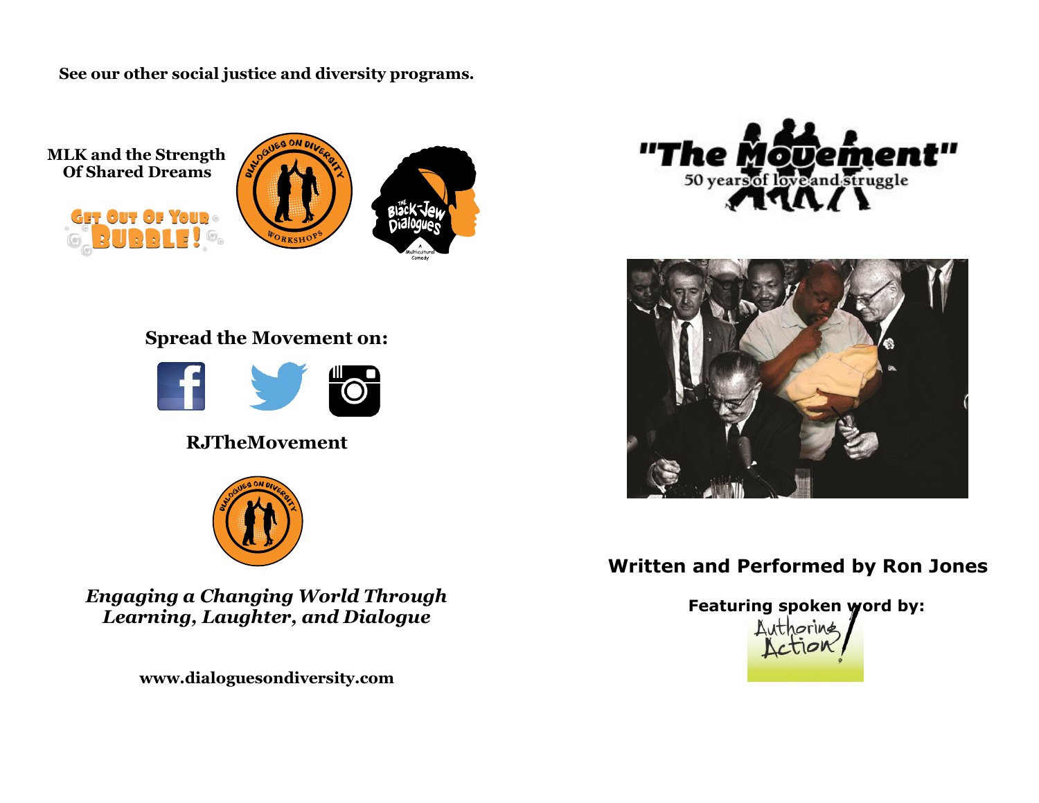**See our other social justice and diversity programs.**

**MLK and the Strength Of Shared Dreams**

GET OUT OF YOUR BUBBLE!

DIALOGUES ON DIVERSITY WORKSHOPS

THE Black-Jew Dialogues A Multicultural Comedy

## Spread the Movement on:

## RJTheMovement

DIALOGUES ON DIVERSITY

***Engaging a Changing World Through Learning, Laughter, and Dialogue***

**www.dialoguesondiversity.com**

# "The Movement"

50 years of love and struggle

### Written and Performed by Ron Jones

**Featuring spoken word by:**

Authoring Action